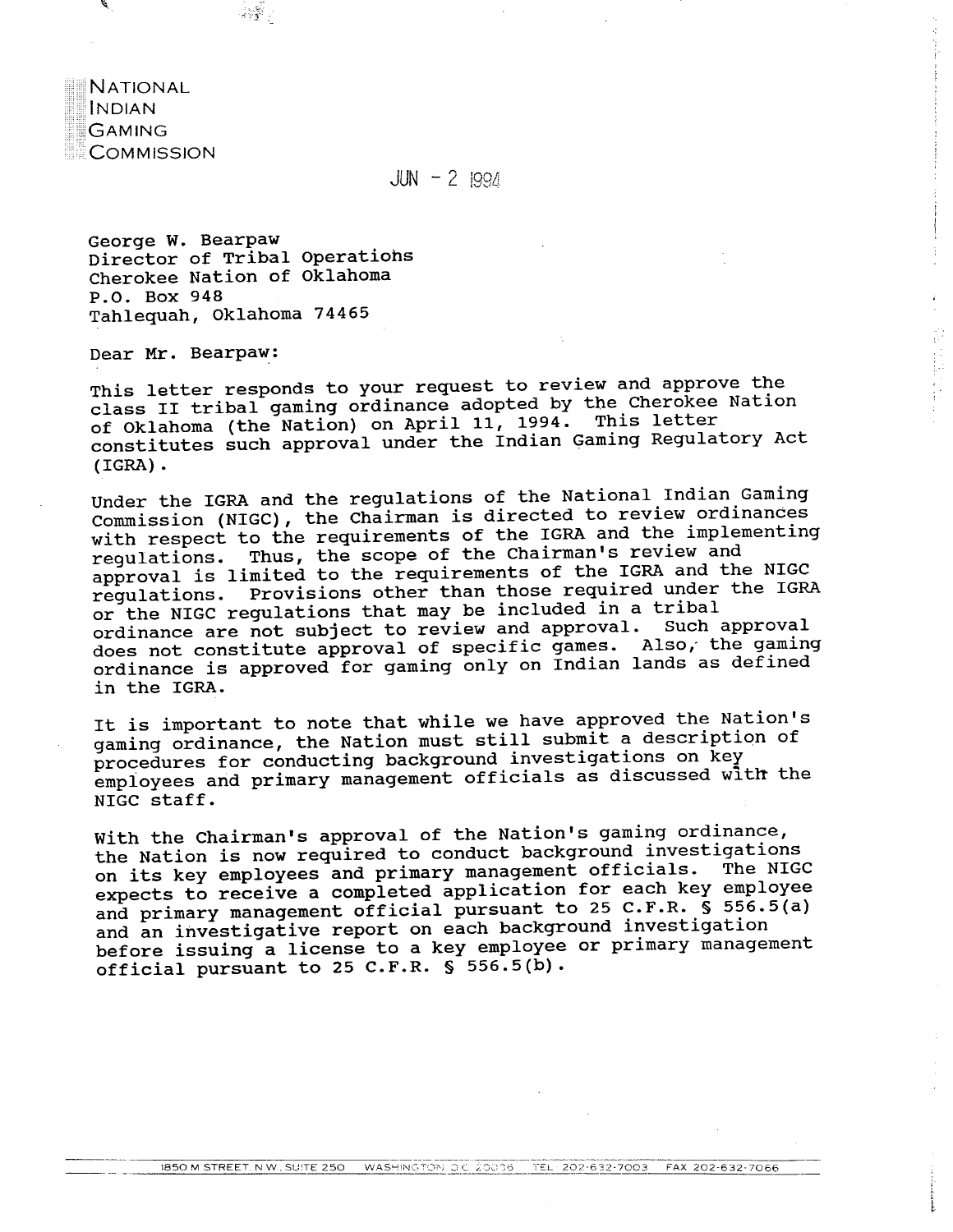NATIONAL
INDIAN
GAMING
COMMISSION

JUN - 2 1994

George W. Bearpaw
Director of Tribal Operations
Cherokee Nation of Oklahoma
P.O. Box 948
Tahlequah, Oklahoma 74465

Dear Mr. Bearpaw:

This letter responds to your request to review and approve the class II tribal gaming ordinance adopted by the Cherokee Nation of Oklahoma (the Nation) on April 11, 1994. This letter constitutes such approval under the Indian Gaming Regulatory Act (IGRA).

Under the IGRA and the regulations of the National Indian Gaming Commission (NIGC), the Chairman is directed to review ordinances with respect to the requirements of the IGRA and the implementing regulations. Thus, the scope of the Chairman's review and approval is limited to the requirements of the IGRA and the NIGC regulations. Provisions other than those required under the IGRA or the NIGC regulations that may be included in a tribal ordinance are not subject to review and approval. Such approval does not constitute approval of specific games. Also, the gaming ordinance is approved for gaming only on Indian lands as defined in the IGRA.

It is important to note that while we have approved the Nation's gaming ordinance, the Nation must still submit a description of procedures for conducting background investigations on key employees and primary management officials as discussed with the NIGC staff.

With the Chairman's approval of the Nation's gaming ordinance, the Nation is now required to conduct background investigations on its key employees and primary management officials. The NIGC expects to receive a completed application for each key employee and primary management official pursuant to 25 C.F.R. § 556.5(a) and an investigative report on each background investigation before issuing a license to a key employee or primary management official pursuant to 25 C.F.R. § 556.5(b).

1850 M STREET, N.W., SUITE 250 WASHINGTON, D.C. 20036 TEL 202-632-7003 FAX 202-632-7066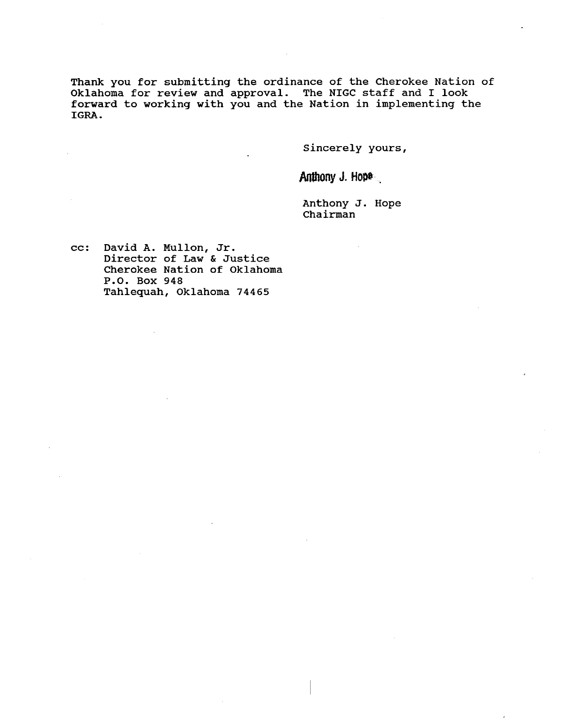Thank you for submitting the ordinance of the Cherokee Nation of Oklahoma for review and approval. The NIGC staff and I look forward to working with you and the Nation in implementing the IGRA.

Sincerely yours,

Anthony J. Hope

Anthony J. Hope
Chairman

cc: David A. Mullon, Jr.
Director of Law & Justice
Cherokee Nation of Oklahoma
P.O. Box 948
Tahlequah, Oklahoma 74465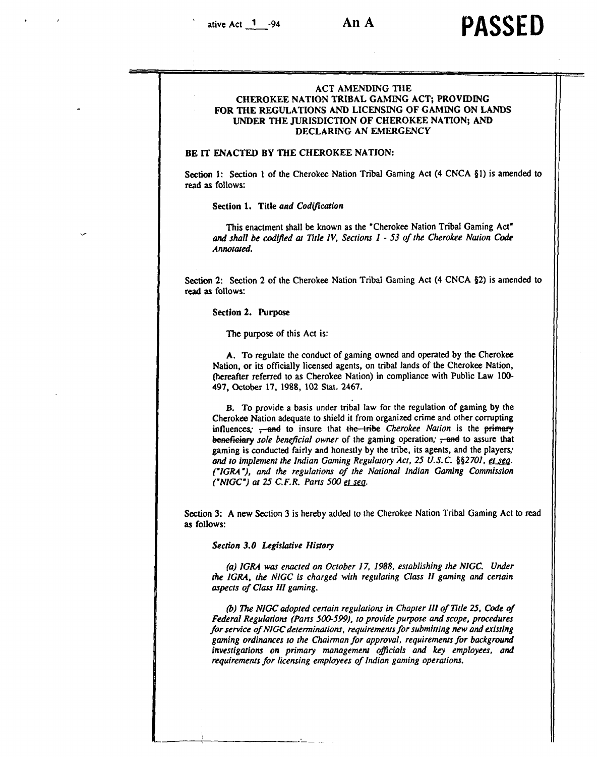ative Act 1 -94 An A **PASSED**

## ACT AMENDING THE CHEROKEE NATION TRIBAL GAMING ACT; PROVIDING FOR THE REGULATIONS AND LICENSING OF GAMING ON LANDS UNDER THE JURISDICTION OF CHEROKEE NATION; AND DECLARING AN EMERGENCY

**BE IT ENACTED BY THE CHEROKEE NATION:**

Section 1: Section 1 of the Cherokee Nation Tribal Gaming Act (4 CNCA §1) is amended to read as follows:

**Section 1. Title** ***and Codification***

This enactment shall be known as the "Cherokee Nation Tribal Gaming Act" *and shall be codified at Title IV, Sections 1 - 53 of the Cherokee Nation Code Annotated.*

Section 2: Section 2 of the Cherokee Nation Tribal Gaming Act (4 CNCA §2) is amended to read as follows:

**Section 2. Purpose**

The purpose of this Act is:

A. To regulate the conduct of gaming owned and operated by the Cherokee Nation, or its officially licensed agents, on tribal lands of the Cherokee Nation, (hereafter referred to as Cherokee Nation) in compliance with Public Law 100-497, October 17, 1988, 102 Stat. 2467.

B. To provide a basis under tribal law for the regulation of gaming by the Cherokee Nation adequate to shield it from organized crime and other corrupting influences; ~~, and~~ to insure that ~~the tribe~~ *Cherokee Nation* is the ~~primary beneficiary~~ *sole beneficial owner* of the gaming operation; ~~, and~~ to assure that gaming is conducted fairly and honestly by the tribe, its agents, and the players; *and to implement the Indian Gaming Regulatory Act, 25 U.S.C. §§2701, et seq. ("IGRA"), and the regulations of the National Indian Gaming Commission ("NIGC") at 25 C.F.R. Parts 500 et seq.*

Section 3: A new Section 3 is hereby added to the Cherokee Nation Tribal Gaming Act to read as follows:

***Section 3.0 Legislative History***

*(a) IGRA was enacted on October 17, 1988, establishing the NIGC. Under the IGRA, the NIGC is charged with regulating Class II gaming and certain aspects of Class III gaming.*

*(b) The NIGC adopted certain regulations in Chapter III of Title 25, Code of Federal Regulations (Parts 500-599), to provide purpose and scope, procedures for service of NIGC determinations, requirements for submitting new and existing gaming ordinances to the Chairman for approval, requirements for background investigations on primary management officials and key employees, and requirements for licensing employees of Indian gaming operations.*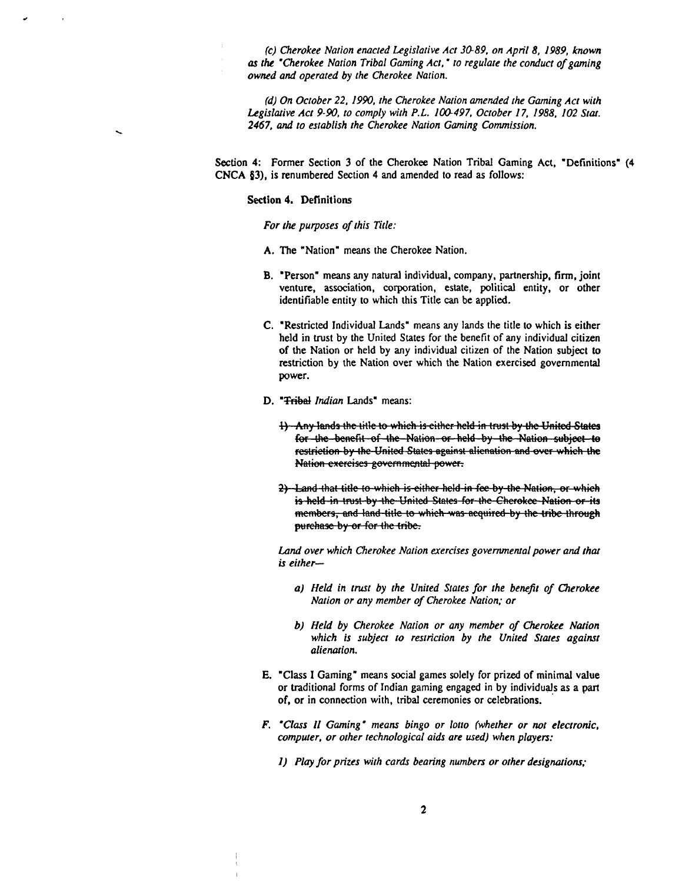*(c) Cherokee Nation enacted Legislative Act 30-89, on April 8, 1989, known as the "Cherokee Nation Tribal Gaming Act," to regulate the conduct of gaming owned and operated by the Cherokee Nation.*

*(d) On October 22, 1990, the Cherokee Nation amended the Gaming Act with Legislative Act 9-90, to comply with P.L. 100-497, October 17, 1988, 102 Stat. 2467, and to establish the Cherokee Nation Gaming Commission.*

Section 4: Former Section 3 of the Cherokee Nation Tribal Gaming Act, "Definitions" (4 CNCA §3), is renumbered Section 4 and amended to read as follows:

**Section 4. Definitions**

*For the purposes of this Title:*

A. The "Nation" means the Cherokee Nation.

B. "Person" means any natural individual, company, partnership, firm, joint venture, association, corporation, estate, political entity, or other identifiable entity to which this Title can be applied.

C. "Restricted Individual Lands" means any lands the title to which is either held in trust by the United States for the benefit of any individual citizen of the Nation or held by any individual citizen of the Nation subject to restriction by the Nation over which the Nation exercised governmental power.

D. "~~Tribal~~ *Indian* Lands" means:

~~1) Any lands the title to which is either held in trust by the United States for the benefit of the Nation or held by the Nation subject to restriction by the United States against alienation and over which the Nation exercises governmental power.~~

~~2) Land that title to which is either held in fee by the Nation, or which is held in trust by the United States for the Cherokee Nation or its members, and land title to which was acquired by the tribe through purchase by or for the tribe.~~

*Land over which Cherokee Nation exercises governmental power and that is either—*

*a) Held in trust by the United States for the benefit of Cherokee Nation or any member of Cherokee Nation; or*

*b) Held by Cherokee Nation or any member of Cherokee Nation which is subject to restriction by the United States against alienation.*

E. "Class I Gaming" means social games solely for prized of minimal value or traditional forms of Indian gaming engaged in by individuals as a part of, or in connection with, tribal ceremonies or celebrations.

*F. "Class II Gaming" means bingo or lotto (whether or not electronic, computer, or other technological aids are used) when players:*

*1) Play for prizes with cards bearing numbers or other designations;*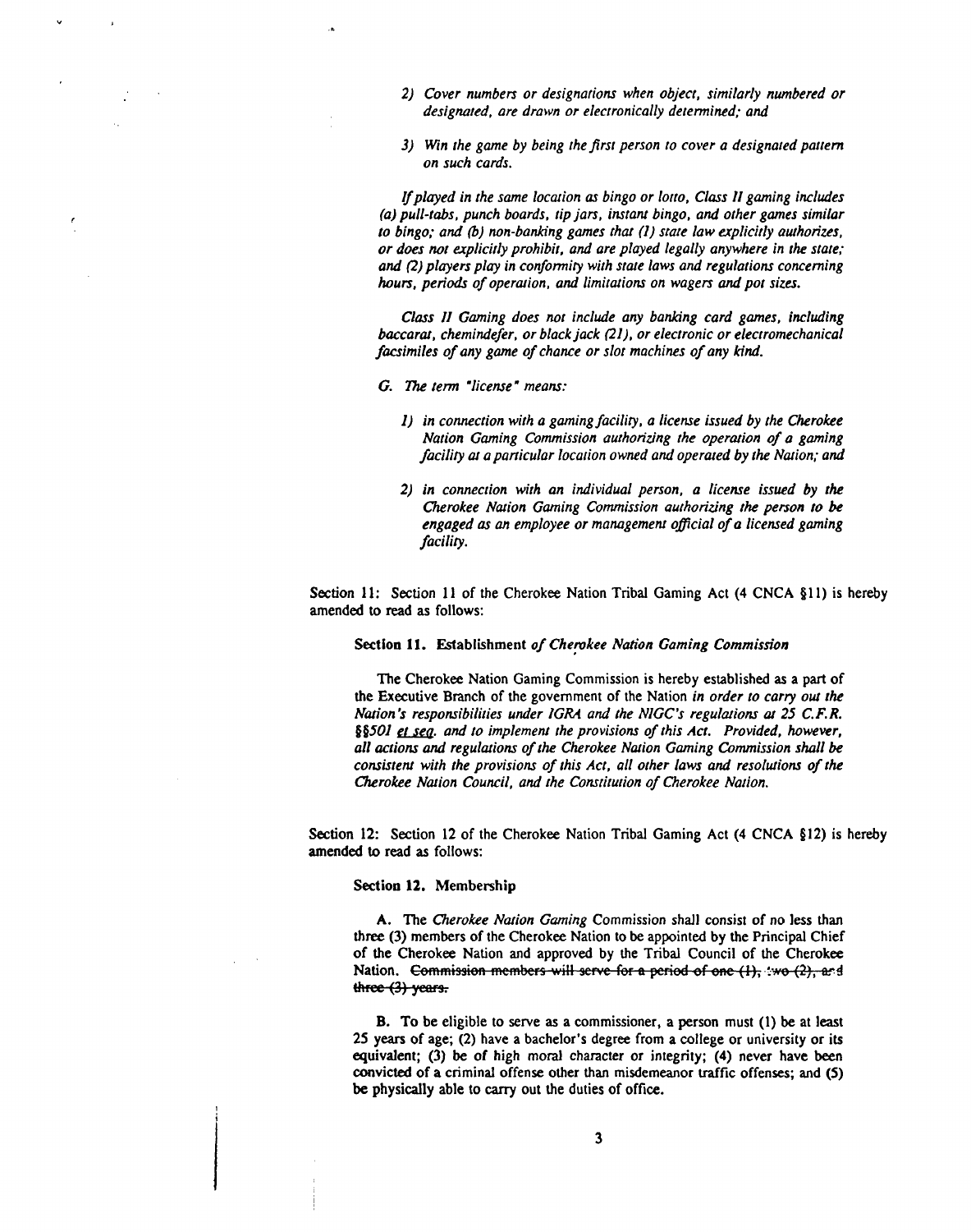*2) Cover numbers or designations when object, similarly numbered or designated, are drawn or electronically determined; and*

*3) Win the game by being the first person to cover a designated pattern on such cards.*

*If played in the same location as bingo or lotto, Class II gaming includes (a) pull-tabs, punch boards, tip jars, instant bingo, and other games similar to bingo; and (b) non-banking games that (1) state law explicitly authorizes, or does not explicitly prohibit, and are played legally anywhere in the state; and (2) players play in conformity with state laws and regulations concerning hours, periods of operation, and limitations on wagers and pot sizes.*

*Class II Gaming does not include any banking card games, including baccarat, chemindefer, or black jack (21), or electronic or electromechanical facsimiles of any game of chance or slot machines of any kind.*

*G. The term "license" means:*

*1) in connection with a gaming facility, a license issued by the Cherokee Nation Gaming Commission authorizing the operation of a gaming facility at a particular location owned and operated by the Nation; and*

*2) in connection with an individual person, a license issued by the Cherokee Nation Gaming Commission authorizing the person to be engaged as an employee or management official of a licensed gaming facility.*

Section 11: Section 11 of the Cherokee Nation Tribal Gaming Act (4 CNCA §11) is hereby amended to read as follows:

**Section 11. Establishment** *of Cherokee Nation Gaming Commission*

The Cherokee Nation Gaming Commission is hereby established as a part of the Executive Branch of the government of the Nation *in order to carry out the Nation's responsibilities under IGRA and the NIGC's regulations at 25 C.F.R. §§501 et seq. and to implement the provisions of this Act. Provided, however, all actions and regulations of the Cherokee Nation Gaming Commission shall be consistent with the provisions of this Act, all other laws and resolutions of the Cherokee Nation Council, and the Constitution of Cherokee Nation.*

Section 12: Section 12 of the Cherokee Nation Tribal Gaming Act (4 CNCA §12) is hereby amended to read as follows:

**Section 12. Membership**

**A.** The *Cherokee Nation Gaming* Commission shall consist of no less than three (3) members of the Cherokee Nation to be appointed by the Principal Chief of the Cherokee Nation and approved by the Tribal Council of the Cherokee Nation. ~~Commission members will serve for a period of one (1), two (2), and three (3) years.~~

**B.** To be eligible to serve as a commissioner, a person must (1) be at least 25 years of age; (2) have a bachelor's degree from a college or university or its equivalent; (3) be of high moral character or integrity; (4) never have been convicted of a criminal offense other than misdemeanor traffic offenses; and (5) be physically able to carry out the duties of office.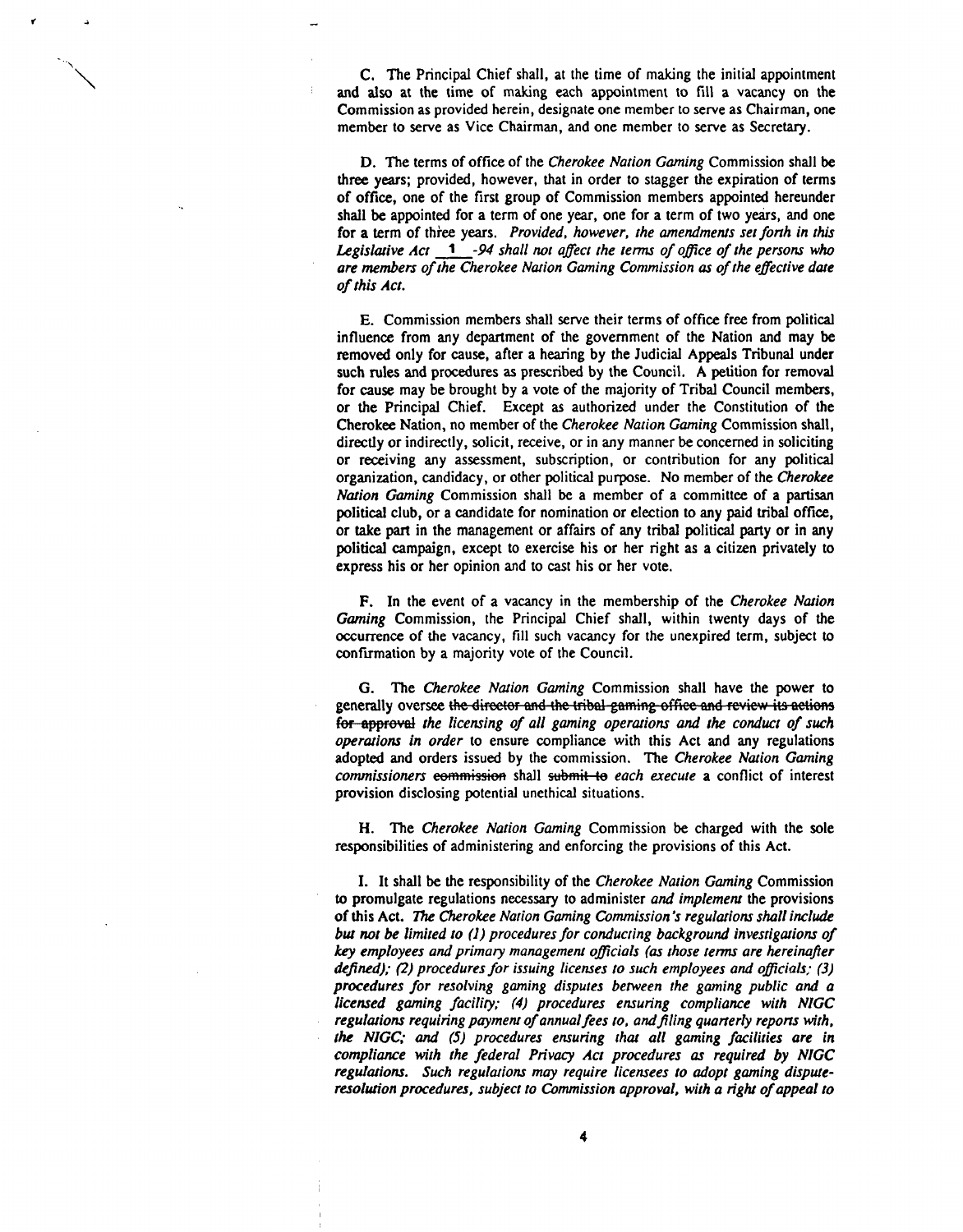C. The Principal Chief shall, at the time of making the initial appointment and also at the time of making each appointment to fill a vacancy on the Commission as provided herein, designate one member to serve as Chairman, one member to serve as Vice Chairman, and one member to serve as Secretary.

D. The terms of office of the *Cherokee Nation Gaming* Commission shall be three years; provided, however, that in order to stagger the expiration of terms of office, one of the first group of Commission members appointed hereunder shall be appointed for a term of one year, one for a term of two years, and one for a term of three years. *Provided, however, the amendments set forth in this Legislative Act* 1 *-94 shall not affect the terms of office of the persons who are members of the Cherokee Nation Gaming Commission as of the effective date of this Act.*

E. Commission members shall serve their terms of office free from political influence from any department of the government of the Nation and may be removed only for cause, after a hearing by the Judicial Appeals Tribunal under such rules and procedures as prescribed by the Council. A petition for removal for cause may be brought by a vote of the majority of Tribal Council members, or the Principal Chief. Except as authorized under the Constitution of the Cherokee Nation, no member of the *Cherokee Nation Gaming* Commission shall, directly or indirectly, solicit, receive, or in any manner be concerned in soliciting or receiving any assessment, subscription, or contribution for any political organization, candidacy, or other political purpose. No member of the *Cherokee Nation Gaming* Commission shall be a member of a committee of a partisan political club, or a candidate for nomination or election to any paid tribal office, or take part in the management or affairs of any tribal political party or in any political campaign, except to exercise his or her right as a citizen privately to express his or her opinion and to cast his or her vote.

F. In the event of a vacancy in the membership of the *Cherokee Nation Gaming* Commission, the Principal Chief shall, within twenty days of the occurrence of the vacancy, fill such vacancy for the unexpired term, subject to confirmation by a majority vote of the Council.

G. The *Cherokee Nation Gaming* Commission shall have the power to generally oversee ~~the director and the tribal gaming office and review its actions for approval~~ *the licensing of all gaming operations and the conduct of such operations in order* to ensure compliance with this Act and any regulations adopted and orders issued by the commission. The *Cherokee Nation Gaming commissioners* ~~commission~~ shall ~~submit to~~ *each execute* a conflict of interest provision disclosing potential unethical situations.

H. The *Cherokee Nation Gaming* Commission be charged with the sole responsibilities of administering and enforcing the provisions of this Act.

I. It shall be the responsibility of the *Cherokee Nation Gaming* Commission to promulgate regulations necessary to administer *and implement* the provisions of this Act. *The Cherokee Nation Gaming Commission's regulations shall include but not be limited to (1) procedures for conducting background investigations of key employees and primary management officials (as those terms are hereinafter defined); (2) procedures for issuing licenses to such employees and officials; (3) procedures for resolving gaming disputes between the gaming public and a licensed gaming facility; (4) procedures ensuring compliance with NIGC regulations requiring payment of annual fees to, and filing quarterly reports with, the NIGC; and (5) procedures ensuring that all gaming facilities are in compliance with the federal Privacy Act procedures as required by NIGC regulations. Such regulations may require licensees to adopt gaming dispute-resolution procedures, subject to Commission approval, with a right of appeal to*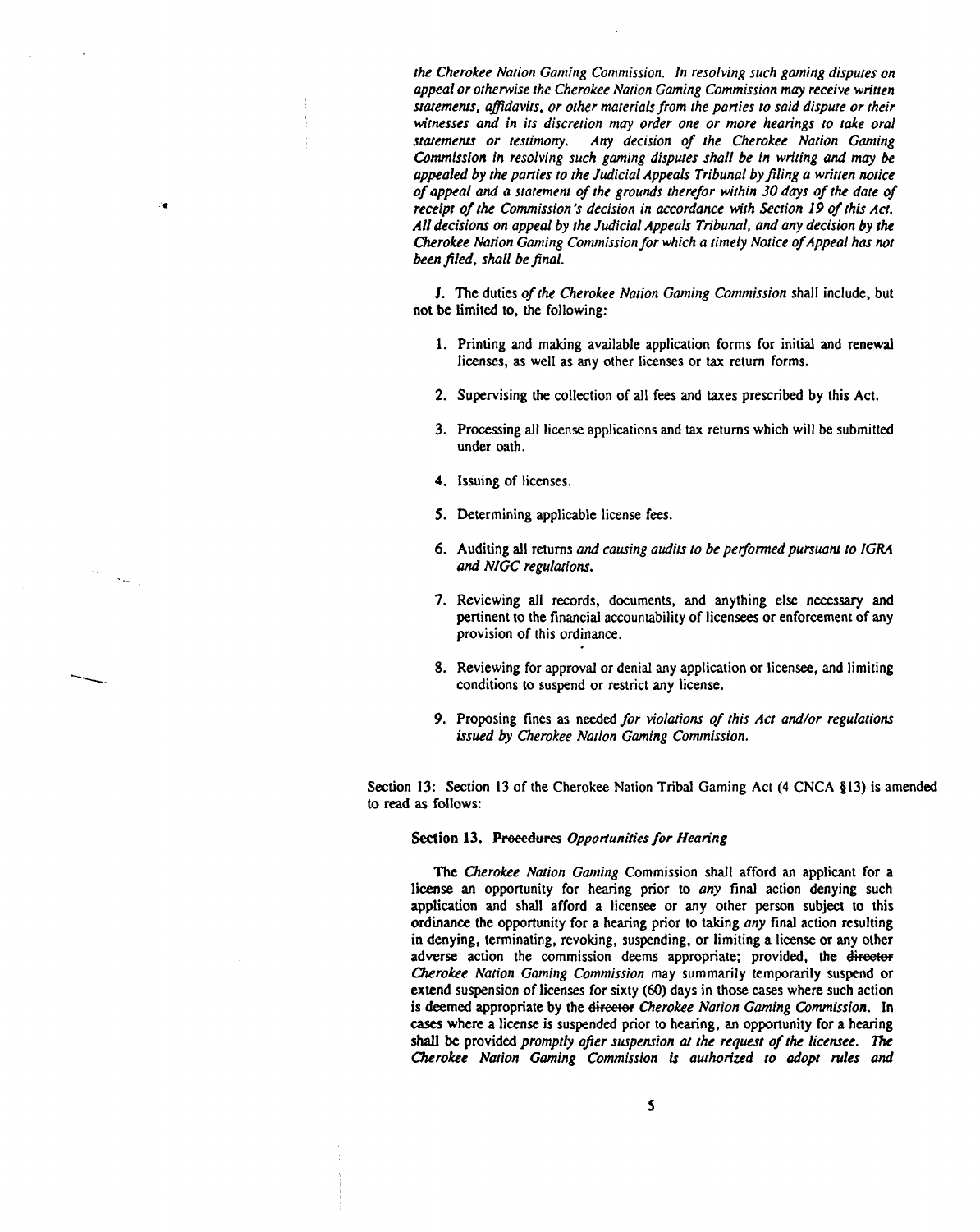*the Cherokee Nation Gaming Commission. In resolving such gaming disputes on appeal or otherwise the Cherokee Nation Gaming Commission may receive written statements, affidavits, or other materials from the parties to said dispute or their witnesses and in its discretion may order one or more hearings to take oral statements or testimony. Any decision of the Cherokee Nation Gaming Commission in resolving such gaming disputes shall be in writing and may be appealed by the parties to the Judicial Appeals Tribunal by filing a written notice of appeal and a statement of the grounds therefor within 30 days of the date of receipt of the Commission's decision in accordance with Section 19 of this Act. All decisions on appeal by the Judicial Appeals Tribunal, and any decision by the Cherokee Nation Gaming Commission for which a timely Notice of Appeal has not been filed, shall be final.*

J. The duties *of the Cherokee Nation Gaming Commission* shall include, but not be limited to, the following:

1. Printing and making available application forms for initial and renewal licenses, as well as any other licenses or tax return forms.
2. Supervising the collection of all fees and taxes prescribed by this Act.
3. Processing all license applications and tax returns which will be submitted under oath.
4. Issuing of licenses.
5. Determining applicable license fees.
6. Auditing all returns *and causing audits to be performed pursuant to IGRA and NIGC regulations.*
7. Reviewing all records, documents, and anything else necessary and pertinent to the financial accountability of licensees or enforcement of any provision of this ordinance.
8. Reviewing for approval or denial any application or licensee, and limiting conditions to suspend or restrict any license.
9. Proposing fines as needed *for violations of this Act and/or regulations issued by Cherokee Nation Gaming Commission.*

Section 13: Section 13 of the Cherokee Nation Tribal Gaming Act (4 CNCA §13) is amended to read as follows:

**Section 13.** ~~Procedures~~ *Opportunities for Hearing*

The *Cherokee Nation Gaming* Commission shall afford an applicant for a license an opportunity for hearing prior to *any* final action denying such application and shall afford a licensee or any other person subject to this ordinance the opportunity for a hearing prior to taking *any* final action resulting in denying, terminating, revoking, suspending, or limiting a license or any other adverse action the commission deems appropriate; provided, the ~~director~~ *Cherokee Nation Gaming Commission* may summarily temporarily suspend or extend suspension of licenses for sixty (60) days in those cases where such action is deemed appropriate by the ~~director~~ *Cherokee Nation Gaming Commission.* In cases where a license is suspended prior to hearing, an opportunity for a hearing shall be provided *promptly after suspension at the request of the licensee. The Cherokee Nation Gaming Commission is authorized to adopt rules and*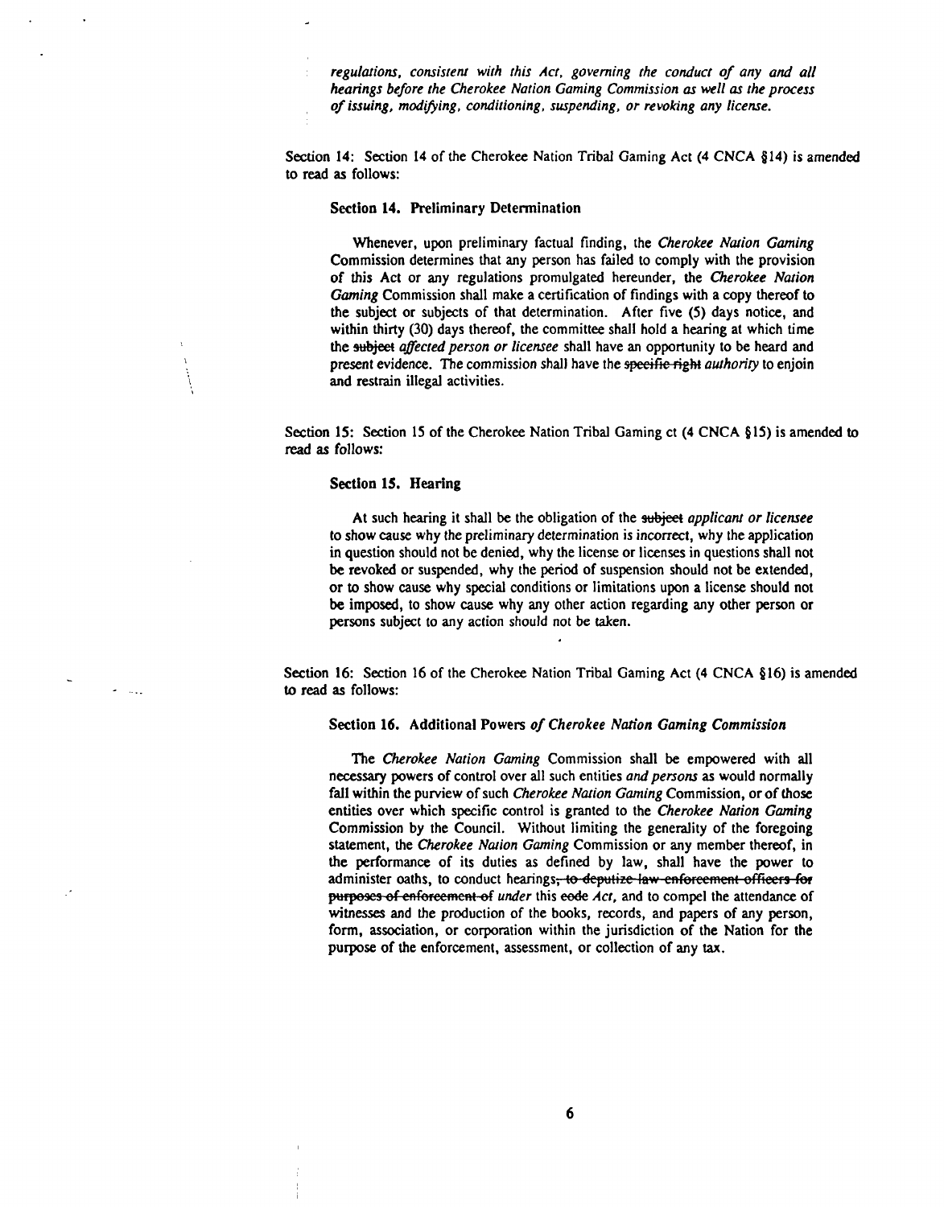*regulations, consistent with this Act, governing the conduct of any and all hearings before the Cherokee Nation Gaming Commission as well as the process of issuing, modifying, conditioning, suspending, or revoking any license.*

Section 14: Section 14 of the Cherokee Nation Tribal Gaming Act (4 CNCA §14) is amended to read as follows:

**Section 14. Preliminary Determination**

Whenever, upon preliminary factual finding, the *Cherokee Nation Gaming* Commission determines that any person has failed to comply with the provision of this Act or any regulations promulgated hereunder, the *Cherokee Nation Gaming* Commission shall make a certification of findings with a copy thereof to the subject or subjects of that determination. After five (5) days notice, and within thirty (30) days thereof, the committee shall hold a hearing at which time the ~~subject~~ *affected person or licensee* shall have an opportunity to be heard and present evidence. The commission shall have the ~~specific right~~ *authority* to enjoin and restrain illegal activities.

Section 15: Section 15 of the Cherokee Nation Tribal Gaming ct (4 CNCA §15) is amended to read as follows:

**Section 15. Hearing**

At such hearing it shall be the obligation of the ~~subject~~ *applicant or licensee* to show cause why the preliminary determination is incorrect, why the application in question should not be denied, why the license or licenses in questions shall not be revoked or suspended, why the period of suspension should not be extended, or to show cause why special conditions or limitations upon a license should not be imposed, to show cause why any other action regarding any other person or persons subject to any action should not be taken.

Section 16: Section 16 of the Cherokee Nation Tribal Gaming Act (4 CNCA §16) is amended to read as follows:

**Section 16. Additional Powers *of Cherokee Nation Gaming Commission***

The *Cherokee Nation Gaming* Commission shall be empowered with all necessary powers of control over all such entities *and persons* as would normally fall within the purview of such *Cherokee Nation Gaming* Commission, or of those entities over which specific control is granted to the *Cherokee Nation Gaming* Commission by the Council. Without limiting the generality of the foregoing statement, the *Cherokee Nation Gaming* Commission or any member thereof, in the performance of its duties as defined by law, shall have the power to administer oaths, to conduct hearings~~, to deputize law enforcement officers for purposes of enforcement of~~ *under* this ~~code~~ *Act*, and to compel the attendance of witnesses and the production of the books, records, and papers of any person, form, association, or corporation within the jurisdiction of the Nation for the purpose of the enforcement, assessment, or collection of any tax.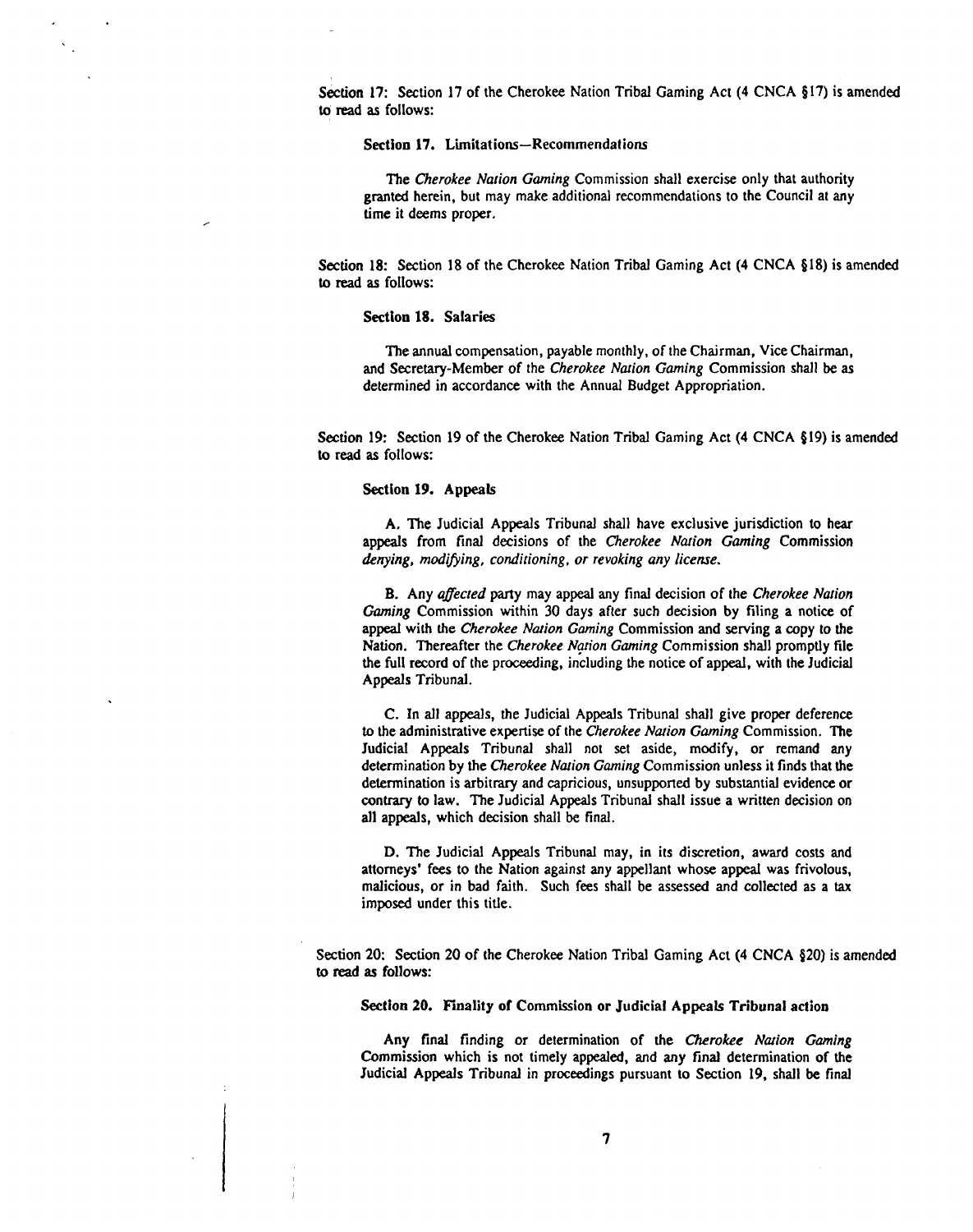Section 17: Section 17 of the Cherokee Nation Tribal Gaming Act (4 CNCA §17) is amended to read as follows:

**Section 17. Limitations—Recommendations**

The *Cherokee Nation Gaming* Commission shall exercise only that authority granted herein, but may make additional recommendations to the Council at any time it deems proper.

Section 18: Section 18 of the Cherokee Nation Tribal Gaming Act (4 CNCA §18) is amended to read as follows:

**Section 18. Salaries**

The annual compensation, payable monthly, of the Chairman, Vice Chairman, and Secretary-Member of the *Cherokee Nation Gaming* Commission shall be as determined in accordance with the Annual Budget Appropriation.

Section 19: Section 19 of the Cherokee Nation Tribal Gaming Act (4 CNCA §19) is amended to read as follows:

**Section 19. Appeals**

A. The Judicial Appeals Tribunal shall have exclusive jurisdiction to hear appeals from final decisions of the *Cherokee Nation Gaming* Commission *denying, modifying, conditioning, or revoking any license.*

B. Any *affected* party may appeal any final decision of the *Cherokee Nation Gaming* Commission within 30 days after such decision by filing a notice of appeal with the *Cherokee Nation Gaming* Commission and serving a copy to the Nation. Thereafter the *Cherokee Nation Gaming* Commission shall promptly file the full record of the proceeding, including the notice of appeal, with the Judicial Appeals Tribunal.

C. In all appeals, the Judicial Appeals Tribunal shall give proper deference to the administrative expertise of the *Cherokee Nation Gaming* Commission. The Judicial Appeals Tribunal shall not set aside, modify, or remand any determination by the *Cherokee Nation Gaming* Commission unless it finds that the determination is arbitrary and capricious, unsupported by substantial evidence or contrary to law. The Judicial Appeals Tribunal shall issue a written decision on all appeals, which decision shall be final.

D. The Judicial Appeals Tribunal may, in its discretion, award costs and attorneys' fees to the Nation against any appellant whose appeal was frivolous, malicious, or in bad faith. Such fees shall be assessed and collected as a tax imposed under this title.

Section 20: Section 20 of the Cherokee Nation Tribal Gaming Act (4 CNCA §20) is amended to read as follows:

**Section 20. Finality of Commission or Judicial Appeals Tribunal action**

Any final finding or determination of the *Cherokee Nation Gaming* Commission which is not timely appealed, and any final determination of the Judicial Appeals Tribunal in proceedings pursuant to Section 19, shall be final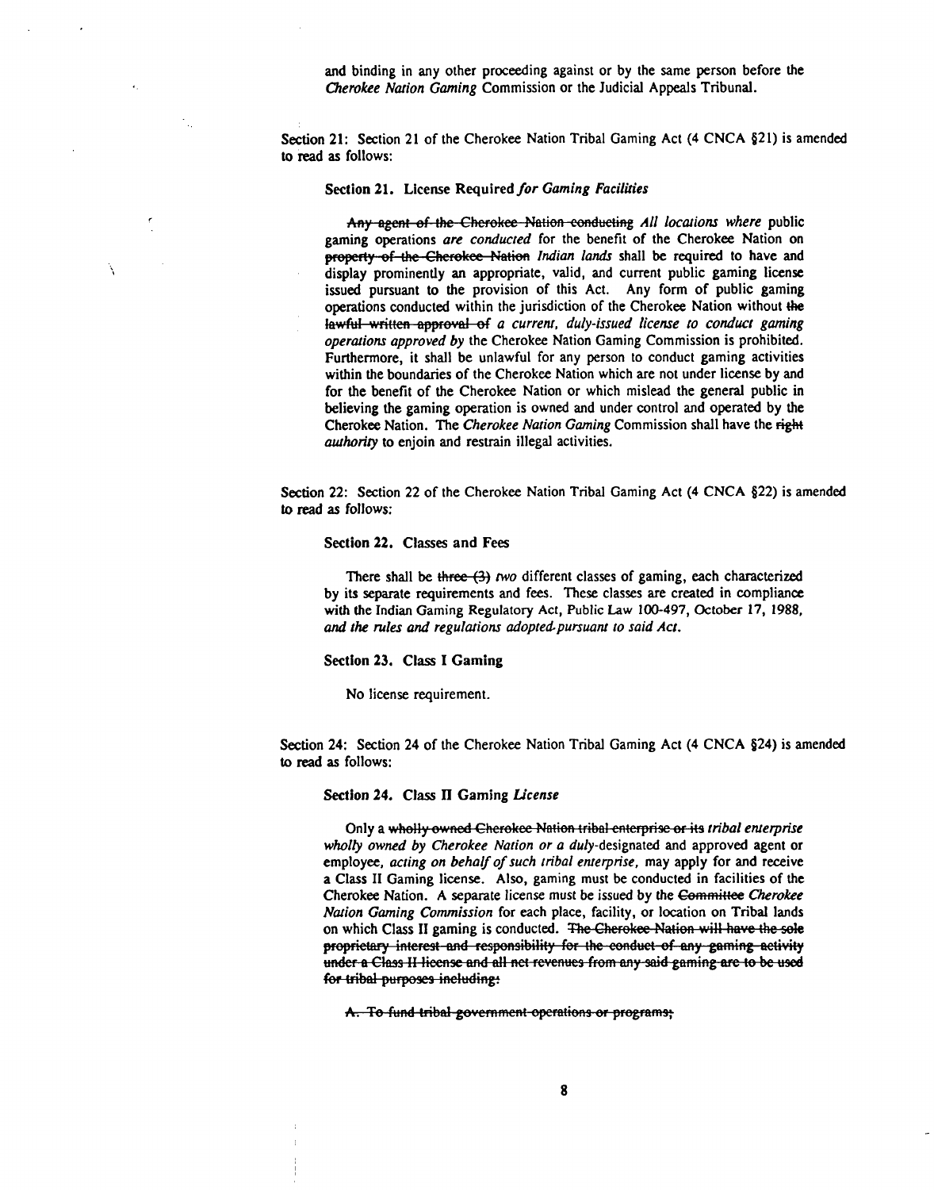and binding in any other proceeding against or by the same person before the *Cherokee Nation Gaming* Commission or the Judicial Appeals Tribunal.

Section 21: Section 21 of the Cherokee Nation Tribal Gaming Act (4 CNCA §21) is amended to read as follows:

**Section 21. License Required *for Gaming Facilities***

~~Any agent of the Cherokee Nation conducting~~ *All locations where* public gaming operations *are conducted* for the benefit of the Cherokee Nation on ~~property of the Cherokee Nation~~ *Indian lands* shall be required to have and display prominently an appropriate, valid, and current public gaming license issued pursuant to the provision of this Act. Any form of public gaming operations conducted within the jurisdiction of the Cherokee Nation without ~~the lawful written approval of~~ *a current, duly-issued license to conduct gaming operations approved by* the Cherokee Nation Gaming Commission is prohibited. Furthermore, it shall be unlawful for any person to conduct gaming activities within the boundaries of the Cherokee Nation which are not under license by and for the benefit of the Cherokee Nation or which mislead the general public in believing the gaming operation is owned and under control and operated by the Cherokee Nation. The *Cherokee Nation Gaming* Commission shall have the ~~right~~ *authority* to enjoin and restrain illegal activities.

Section 22: Section 22 of the Cherokee Nation Tribal Gaming Act (4 CNCA §22) is amended to read as follows:

**Section 22. Classes and Fees**

There shall be ~~three (3)~~ *two* different classes of gaming, each characterized by its separate requirements and fees. These classes are created in compliance with the Indian Gaming Regulatory Act, Public Law 100-497, October 17, 1988, *and the rules and regulations adopted pursuant to said Act.*

**Section 23. Class I Gaming**

No license requirement.

Section 24: Section 24 of the Cherokee Nation Tribal Gaming Act (4 CNCA §24) is amended to read as follows:

**Section 24. Class II Gaming *License***

Only a ~~wholly owned Cherokee Nation tribal enterprise or its~~ *tribal enterprise wholly owned by Cherokee Nation or a duly-*designated and approved agent or employee, *acting on behalf of such tribal enterprise,* may apply for and receive a Class II Gaming license. Also, gaming must be conducted in facilities of the Cherokee Nation. A separate license must be issued by the ~~Committee~~ *Cherokee Nation Gaming Commission* for each place, facility, or location on Tribal lands on which Class II gaming is conducted. ~~The Cherokee Nation will have the sole proprietary interest and responsibility for the conduct of any gaming activity under a Class II license and all net revenues from any said gaming are to be used for tribal purposes including:~~

~~A. To fund tribal government operations or programs;~~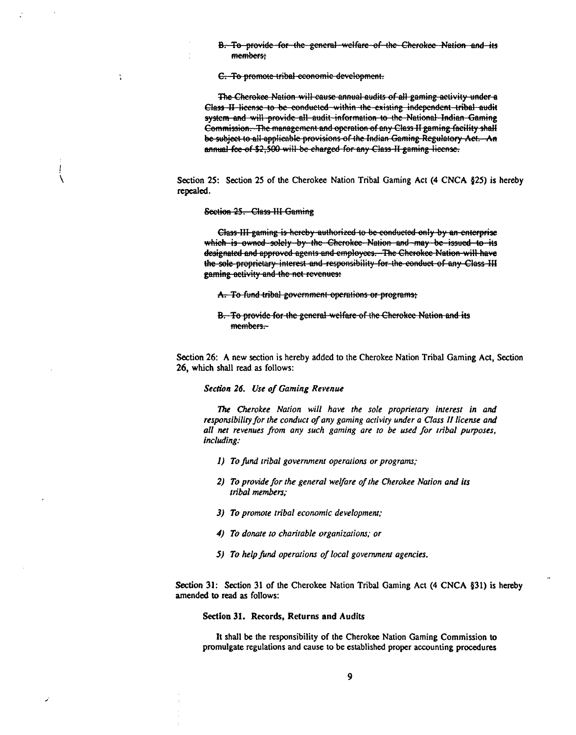~~B. To provide for the general welfare of the Cherokee Nation and its members;~~

~~C. To promote tribal economic development.~~

~~The Cherokee Nation will cause annual audits of all gaming activity under a Class II license to be conducted within the existing independent tribal audit system and will provide all audit information to the National Indian Gaming Commission. The management and operation of any Class II gaming facility shall be subject to all applicable provisions of the Indian Gaming Regulatory Act. An annual fee of $2,500 will be charged for any Class II gaming license.~~

Section 25: Section 25 of the Cherokee Nation Tribal Gaming Act (4 CNCA §25) is hereby repealed.

~~Section 25. Class III Gaming~~

~~Class III gaming is hereby authorized to be conducted only by an enterprise which is owned solely by the Cherokee Nation and may be issued to its designated and approved agents and employees. The Cherokee Nation will have the sole proprietary interest and responsibility for the conduct of any Class III gaming activity and the net revenues:~~

~~A. To fund tribal government operations or programs;~~

~~B. To provide for the general welfare of the Cherokee Nation and its members.~~

Section 26: A new section is hereby added to the Cherokee Nation Tribal Gaming Act, Section 26, which shall read as follows:

*Section 26. Use of Gaming Revenue*

*The Cherokee Nation will have the sole proprietary interest in and responsibility for the conduct of any gaming activity under a Class II license and all net revenues from any such gaming are to be used for tribal purposes, including:*

*1) To fund tribal government operations or programs;*

*2) To provide for the general welfare of the Cherokee Nation and its tribal members;*

*3) To promote tribal economic development;*

*4) To donate to charitable organizations; or*

*5) To help fund operations of local government agencies.*

Section 31: Section 31 of the Cherokee Nation Tribal Gaming Act (4 CNCA §31) is hereby amended to read as follows:

**Section 31. Records, Returns and Audits**

It shall be the responsibility of the Cherokee Nation Gaming Commission to promulgate regulations and cause to be established proper accounting procedures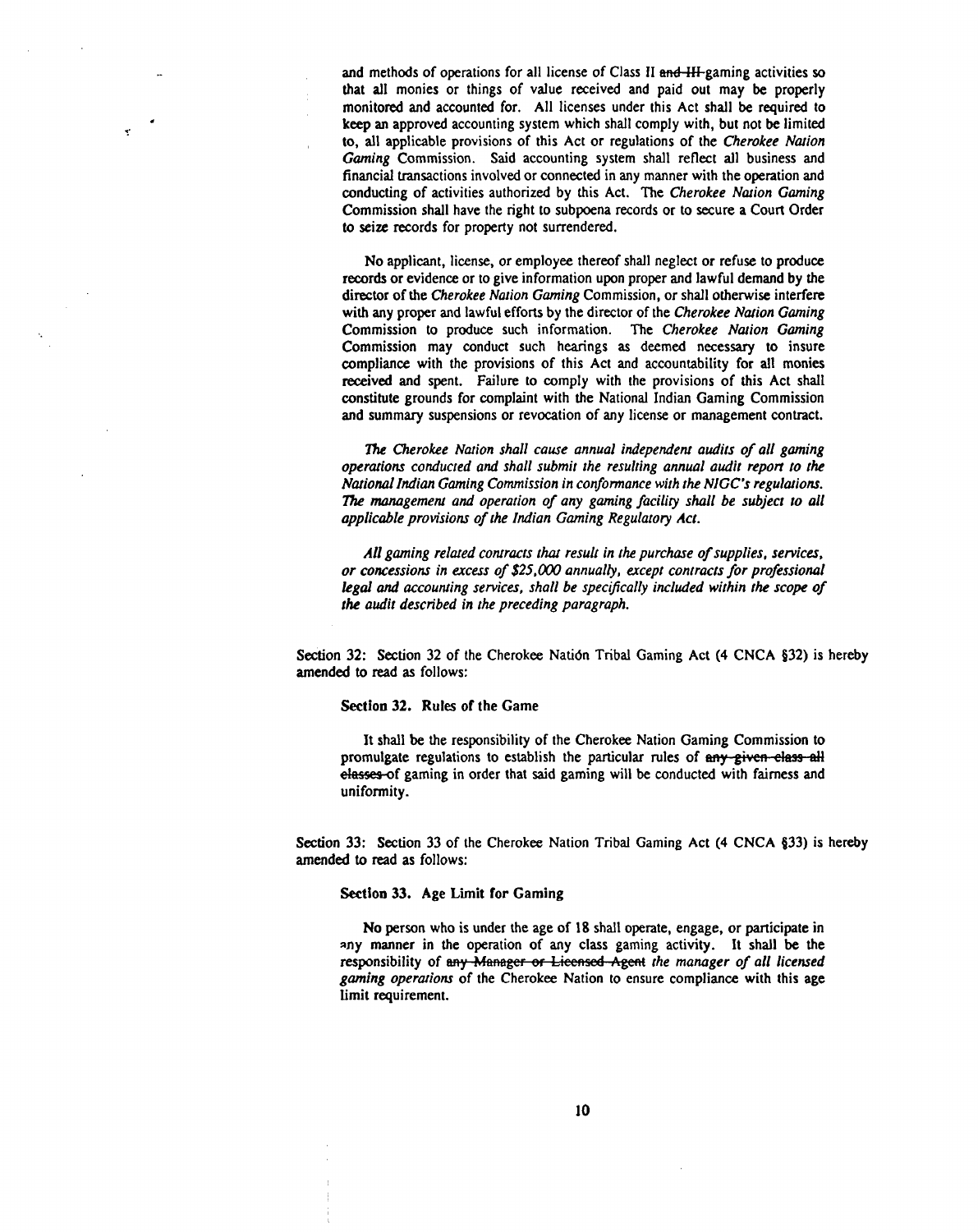and methods of operations for all license of Class II ~~and III~~ gaming activities so that all monies or things of value received and paid out may be properly monitored and accounted for. All licenses under this Act shall be required to keep an approved accounting system which shall comply with, but not be limited to, all applicable provisions of this Act or regulations of the *Cherokee Nation Gaming* Commission. Said accounting system shall reflect all business and financial transactions involved or connected in any manner with the operation and conducting of activities authorized by this Act. The *Cherokee Nation Gaming* Commission shall have the right to subpoena records or to secure a Court Order to seize records for property not surrendered.

No applicant, license, or employee thereof shall neglect or refuse to produce records or evidence or to give information upon proper and lawful demand by the director of the *Cherokee Nation Gaming* Commission, or shall otherwise interfere with any proper and lawful efforts by the director of the *Cherokee Nation Gaming* Commission to produce such information. The *Cherokee Nation Gaming* Commission may conduct such hearings as deemed necessary to insure compliance with the provisions of this Act and accountability for all monies received and spent. Failure to comply with the provisions of this Act shall constitute grounds for complaint with the National Indian Gaming Commission and summary suspensions or revocation of any license or management contract.

*The Cherokee Nation shall cause annual independent audits of all gaming operations conducted and shall submit the resulting annual audit report to the National Indian Gaming Commission in conformance with the NIGC's regulations. The management and operation of any gaming facility shall be subject to all applicable provisions of the Indian Gaming Regulatory Act.*

*All gaming related contracts that result in the purchase of supplies, services, or concessions in excess of $25,000 annually, except contracts for professional legal and accounting services, shall be specifically included within the scope of the audit described in the preceding paragraph.*

Section 32: Section 32 of the Cherokee Nation Tribal Gaming Act (4 CNCA §32) is hereby amended to read as follows:

**Section 32. Rules of the Game**

It shall be the responsibility of the Cherokee Nation Gaming Commission to promulgate regulations to establish the particular rules of ~~any given class all classes~~ of gaming in order that said gaming will be conducted with fairness and uniformity.

Section 33: Section 33 of the Cherokee Nation Tribal Gaming Act (4 CNCA §33) is hereby amended to read as follows:

**Section 33. Age Limit for Gaming**

No person who is under the age of 18 shall operate, engage, or participate in any manner in the operation of any class gaming activity. It shall be the responsibility of ~~any Manager or Licensed Agent~~ *the manager of all licensed gaming operations* of the Cherokee Nation to ensure compliance with this age limit requirement.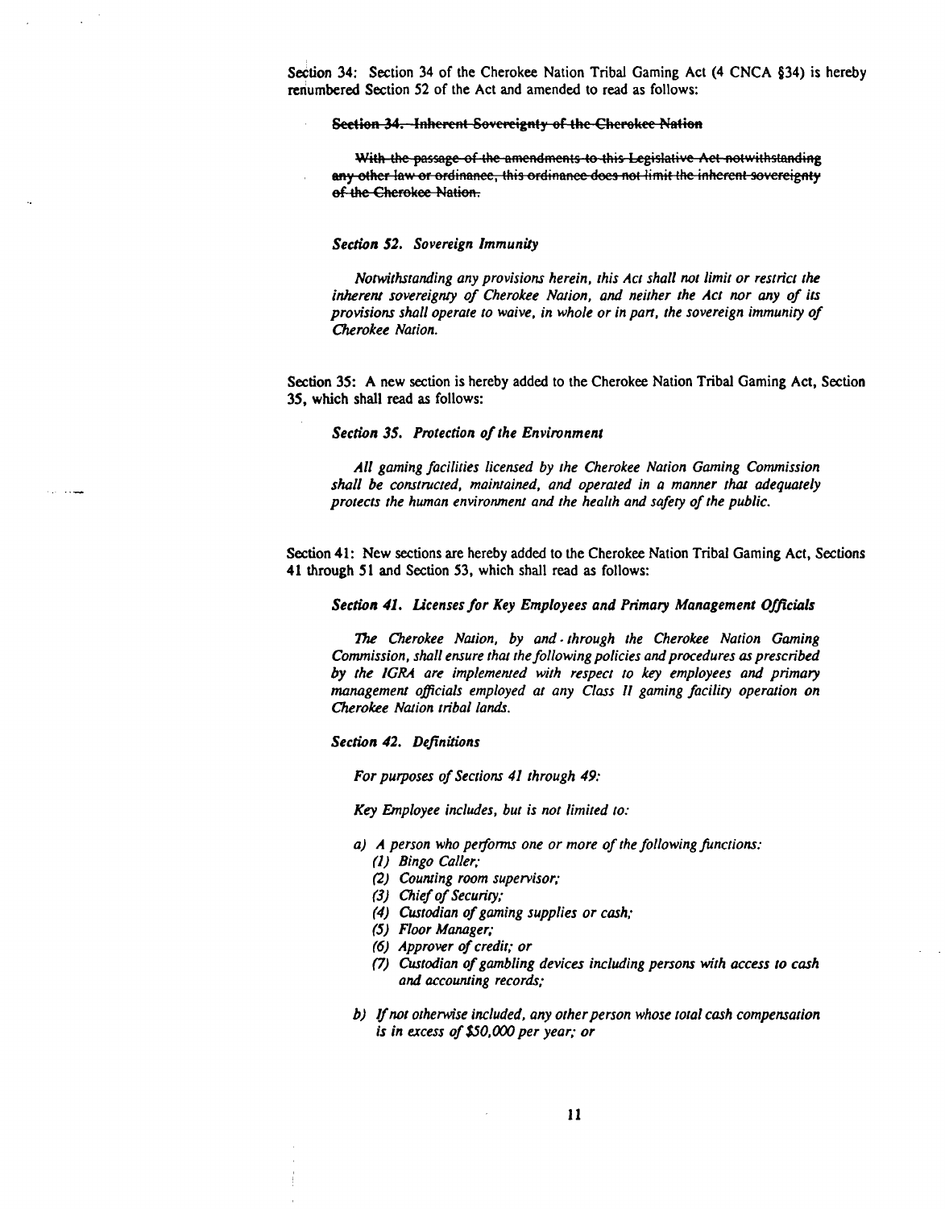Section 34: Section 34 of the Cherokee Nation Tribal Gaming Act (4 CNCA §34) is hereby renumbered Section 52 of the Act and amended to read as follows:

> ~~**Section 34. Inherent Sovereignty of the Cherokee Nation**~~
>
> ~~With the passage of the amendments to this Legislative Act notwithstanding any other law or ordinance, this ordinance does not limit the inherent sovereignty of the Cherokee Nation.~~
>
> ***Section 52. Sovereign Immunity***
>
> *Notwithstanding any provisions herein, this Act shall not limit or restrict the inherent sovereignty of Cherokee Nation, and neither the Act nor any of its provisions shall operate to waive, in whole or in part, the sovereign immunity of Cherokee Nation.*

Section 35: A new section is hereby added to the Cherokee Nation Tribal Gaming Act, Section 35, which shall read as follows:

> ***Section 35. Protection of the Environment***
>
> *All gaming facilities licensed by the Cherokee Nation Gaming Commission shall be constructed, maintained, and operated in a manner that adequately protects the human environment and the health and safety of the public.*

Section 41: New sections are hereby added to the Cherokee Nation Tribal Gaming Act, Sections 41 through 51 and Section 53, which shall read as follows:

> ***Section 41. Licenses for Key Employees and Primary Management Officials***
>
> *The Cherokee Nation, by and through the Cherokee Nation Gaming Commission, shall ensure that the following policies and procedures as prescribed by the IGRA are implemented with respect to key employees and primary management officials employed at any Class II gaming facility operation on Cherokee Nation tribal lands.*
>
> ***Section 42. Definitions***
>
> *For purposes of Sections 41 through 49:*
>
> *Key Employee includes, but is not limited to:*
>
> *a) A person who performs one or more of the following functions:*
> *(1) Bingo Caller;*
> *(2) Counting room supervisor;*
> *(3) Chief of Security;*
> *(4) Custodian of gaming supplies or cash;*
> *(5) Floor Manager;*
> *(6) Approver of credit; or*
> *(7) Custodian of gambling devices including persons with access to cash and accounting records;*
>
> *b) If not otherwise included, any other person whose total cash compensation is in excess of $50,000 per year; or*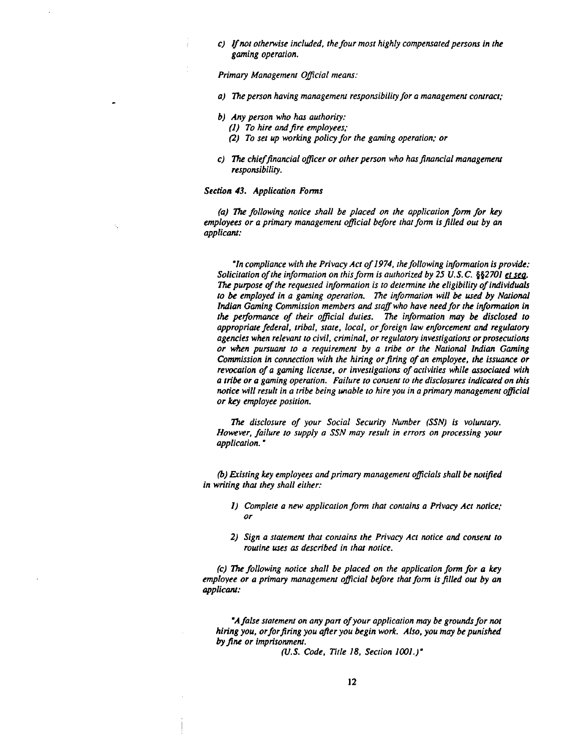*c) If not otherwise included, the four most highly compensated persons in the gaming operation.*

*Primary Management Official means:*

*a) The person having management responsibility for a management contract;*

*b) Any person who has authority:*
  *(1) To hire and fire employees;*
  *(2) To set up working policy for the gaming operation; or*

*c) The chief financial officer or other person who has financial management responsibility.*

### *Section 43. Application Forms*

*(a) The following notice shall be placed on the application form for key employees or a primary management official before that form is filled out by an applicant:*

*"In compliance with the Privacy Act of 1974, the following information is provide: Solicitation of the information on this form is authorized by 25 U.S.C. §§2701 et seq. The purpose of the requested information is to determine the eligibility of individuals to be employed in a gaming operation. The information will be used by National Indian Gaming Commission members and staff who have need for the information in the performance of their official duties. The information may be disclosed to appropriate federal, tribal, state, local, or foreign law enforcement and regulatory agencies when relevant to civil, criminal, or regulatory investigations or prosecutions or when pursuant to a requirement by a tribe or the National Indian Gaming Commission in connection with the hiring or firing of an employee, the issuance or revocation of a gaming license, or investigations of activities while associated with a tribe or a gaming operation. Failure to consent to the disclosures indicated on this notice will result in a tribe being unable to hire you in a primary management official or key employee position.*

*The disclosure of your Social Security Number (SSN) is voluntary. However, failure to supply a SSN may result in errors on processing your application."*

*(b) Existing key employees and primary management officials shall be notified in writing that they shall either:*

*1) Complete a new application form that contains a Privacy Act notice; or*

*2) Sign a statement that contains the Privacy Act notice and consent to routine uses as described in that notice.*

*(c) The following notice shall be placed on the application form for a key employee or a primary management official before that form is filled out by an applicant:*

*"A false statement on any part of your application may be grounds for not hiring you, or for firing you after you begin work. Also, you may be punished by fine or imprisonment.*

*(U.S. Code, Title 18, Section 1001.)"*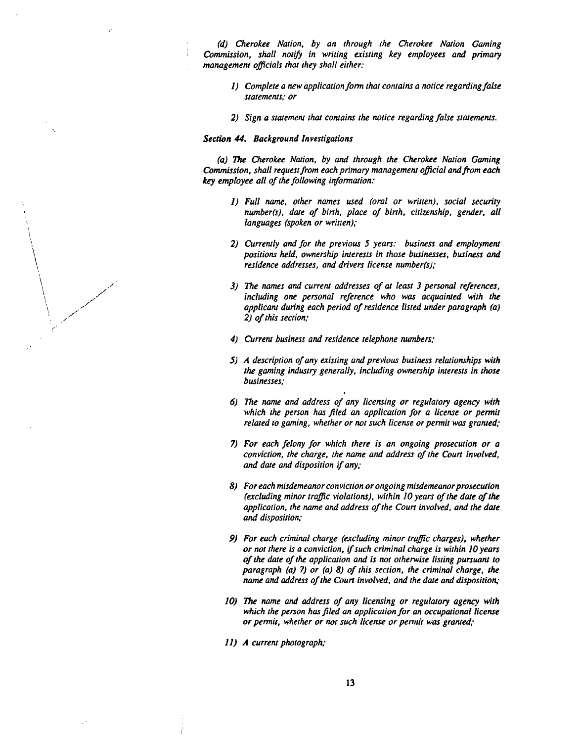*(d) Cherokee Nation, by an through the Cherokee Nation Gaming Commission, shall notify in writing existing key employees and primary management officials that they shall either:*

> *1) Complete a new application form that contains a notice regarding false statements; or*
>
> *2) Sign a statement that contains the notice regarding false statements.*

***Section 44. Background Investigations***

*(a) The Cherokee Nation, by and through the Cherokee Nation Gaming Commission, shall request from each primary management official and from each key employee all of the following information:*

> *1) Full name, other names used (oral or written), social security number(s), date of birth, place of birth, citizenship, gender, all languages (spoken or written);*
>
> *2) Currently and for the previous 5 years: business and employment positions held, ownership interests in those businesses, business and residence addresses, and drivers license number(s);*
>
> *3) The names and current addresses of at least 3 personal references, including one personal reference who was acquainted with the applicant during each period of residence listed under paragraph (a) 2) of this section;*
>
> *4) Current business and residence telephone numbers;*
>
> *5) A description of any existing and previous business relationships with the gaming industry generally, including ownership interests in those businesses;*
>
> *6) The name and address of any licensing or regulatory agency with which the person has filed an application for a license or permit related to gaming, whether or not such license or permit was granted;*
>
> *7) For each felony for which there is an ongoing prosecution or a conviction, the charge, the name and address of the Court involved, and date and disposition if any;*
>
> *8) For each misdemeanor conviction or ongoing misdemeanor prosecution (excluding minor traffic violations), within 10 years of the date of the application, the name and address of the Court involved, and the date and disposition;*
>
> *9) For each criminal charge (excluding minor traffic charges), whether or not there is a conviction, if such criminal charge is within 10 years of the date of the application and is not otherwise listing pursuant to paragraph (a) 7) or (a) 8) of this section, the criminal charge, the name and address of the Court involved, and the date and disposition;*
>
> *10) The name and address of any licensing or regulatory agency with which the person has filed an application for an occupational license or permit, whether or not such license or permit was granted;*
>
> *11) A current photograph;*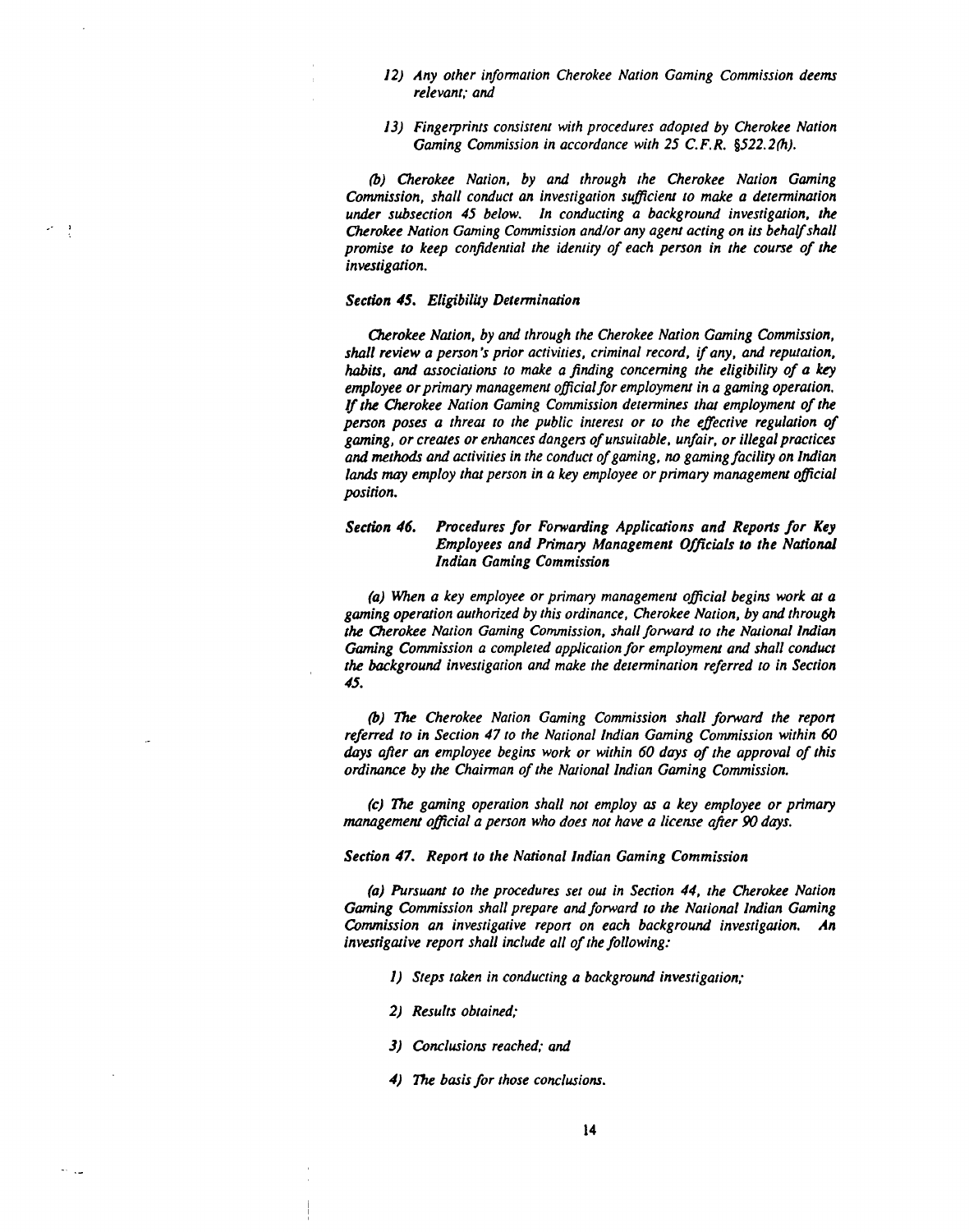*12) Any other information Cherokee Nation Gaming Commission deems relevant; and*

*13) Fingerprints consistent with procedures adopted by Cherokee Nation Gaming Commission in accordance with 25 C.F.R. §522.2(h).*

*(b) Cherokee Nation, by and through the Cherokee Nation Gaming Commission, shall conduct an investigation sufficient to make a determination under subsection 45 below. In conducting a background investigation, the Cherokee Nation Gaming Commission and/or any agent acting on its behalf shall promise to keep confidential the identity of each person in the course of the investigation.*

*Section 45. Eligibility Determination*

*Cherokee Nation, by and through the Cherokee Nation Gaming Commission, shall review a person's prior activities, criminal record, if any, and reputation, habits, and associations to make a finding concerning the eligibility of a key employee or primary management official for employment in a gaming operation. If the Cherokee Nation Gaming Commission determines that employment of the person poses a threat to the public interest or to the effective regulation of gaming, or creates or enhances dangers of unsuitable, unfair, or illegal practices and methods and activities in the conduct of gaming, no gaming facility on Indian lands may employ that person in a key employee or primary management official position.*

*Section 46. Procedures for Forwarding Applications and Reports for Key Employees and Primary Management Officials to the National Indian Gaming Commission*

*(a) When a key employee or primary management official begins work at a gaming operation authorized by this ordinance, Cherokee Nation, by and through the Cherokee Nation Gaming Commission, shall forward to the National Indian Gaming Commission a completed application for employment and shall conduct the background investigation and make the determination referred to in Section 45.*

*(b) The Cherokee Nation Gaming Commission shall forward the report referred to in Section 47 to the National Indian Gaming Commission within 60 days after an employee begins work or within 60 days of the approval of this ordinance by the Chairman of the National Indian Gaming Commission.*

*(c) The gaming operation shall not employ as a key employee or primary management official a person who does not have a license after 90 days.*

*Section 47. Report to the National Indian Gaming Commission*

*(a) Pursuant to the procedures set out in Section 44, the Cherokee Nation Gaming Commission shall prepare and forward to the National Indian Gaming Commission an investigative report on each background investigation. An investigative report shall include all of the following:*

*1) Steps taken in conducting a background investigation;*

*2) Results obtained;*

*3) Conclusions reached; and*

*4) The basis for those conclusions.*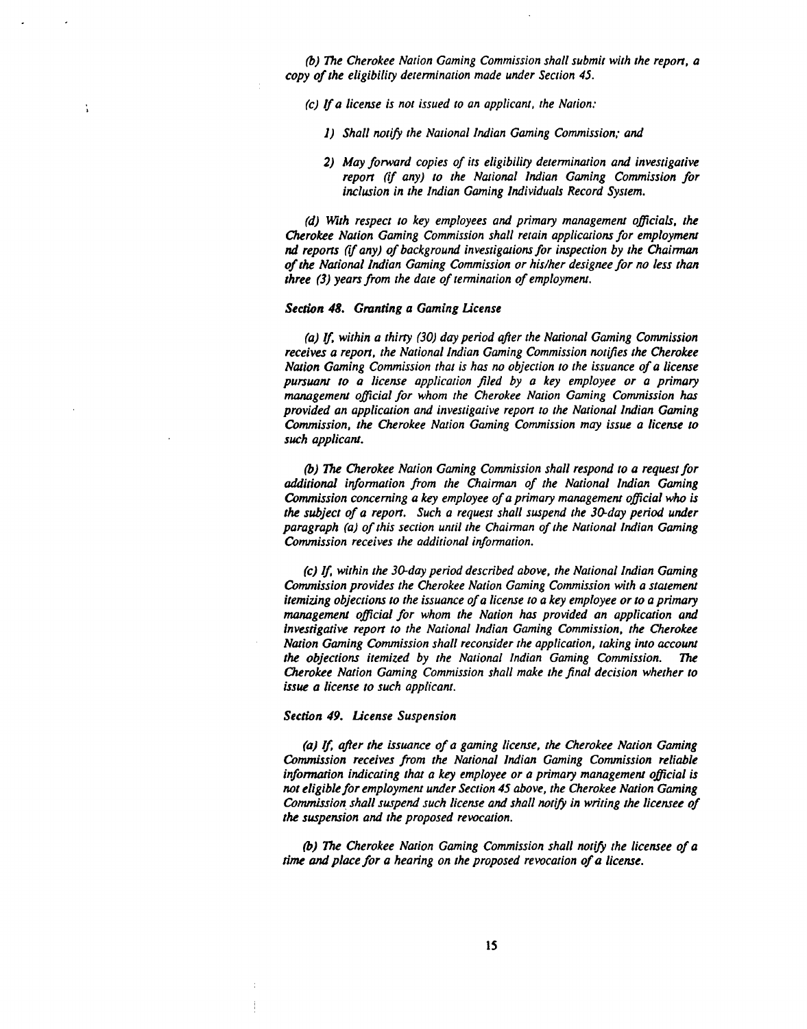*(b) The Cherokee Nation Gaming Commission shall submit with the report, a copy of the eligibility determination made under Section 45.*

*(c) If a license is not issued to an applicant, the Nation:*

*1) Shall notify the National Indian Gaming Commission; and*

*2) May forward copies of its eligibility determination and investigative report (if any) to the National Indian Gaming Commission for inclusion in the Indian Gaming Individuals Record System.*

*(d) With respect to key employees and primary management officials, the Cherokee Nation Gaming Commission shall retain applications for employment nd reports (if any) of background investigations for inspection by the Chairman of the National Indian Gaming Commission or his/her designee for no less than three (3) years from the date of termination of employment.*

***Section 48. Granting a Gaming License***

*(a) If, within a thirty (30) day period after the National Gaming Commission receives a report, the National Indian Gaming Commission notifies the Cherokee Nation Gaming Commission that is has no objection to the issuance of a license pursuant to a license application filed by a key employee or a primary management official for whom the Cherokee Nation Gaming Commission has provided an application and investigative report to the National Indian Gaming Commission, the Cherokee Nation Gaming Commission may issue a license to such applicant.*

*(b) The Cherokee Nation Gaming Commission shall respond to a request for additional information from the Chairman of the National Indian Gaming Commission concerning a key employee of a primary management official who is the subject of a report. Such a request shall suspend the 30-day period under paragraph (a) of this section until the Chairman of the National Indian Gaming Commission receives the additional information.*

*(c) If, within the 30-day period described above, the National Indian Gaming Commission provides the Cherokee Nation Gaming Commission with a statement itemizing objections to the issuance of a license to a key employee or to a primary management official for whom the Nation has provided an application and investigative report to the National Indian Gaming Commission, the Cherokee Nation Gaming Commission shall reconsider the application, taking into account the objections itemized by the National Indian Gaming Commission. The Cherokee Nation Gaming Commission shall make the final decision whether to issue a license to such applicant.*

***Section 49. License Suspension***

*(a) If, after the issuance of a gaming license, the Cherokee Nation Gaming Commission receives from the National Indian Gaming Commission reliable information indicating that a key employee or a primary management official is not eligible for employment under Section 45 above, the Cherokee Nation Gaming Commission shall suspend such license and shall notify in writing the licensee of the suspension and the proposed revocation.*

*(b) The Cherokee Nation Gaming Commission shall notify the licensee of a time and place for a hearing on the proposed revocation of a license.*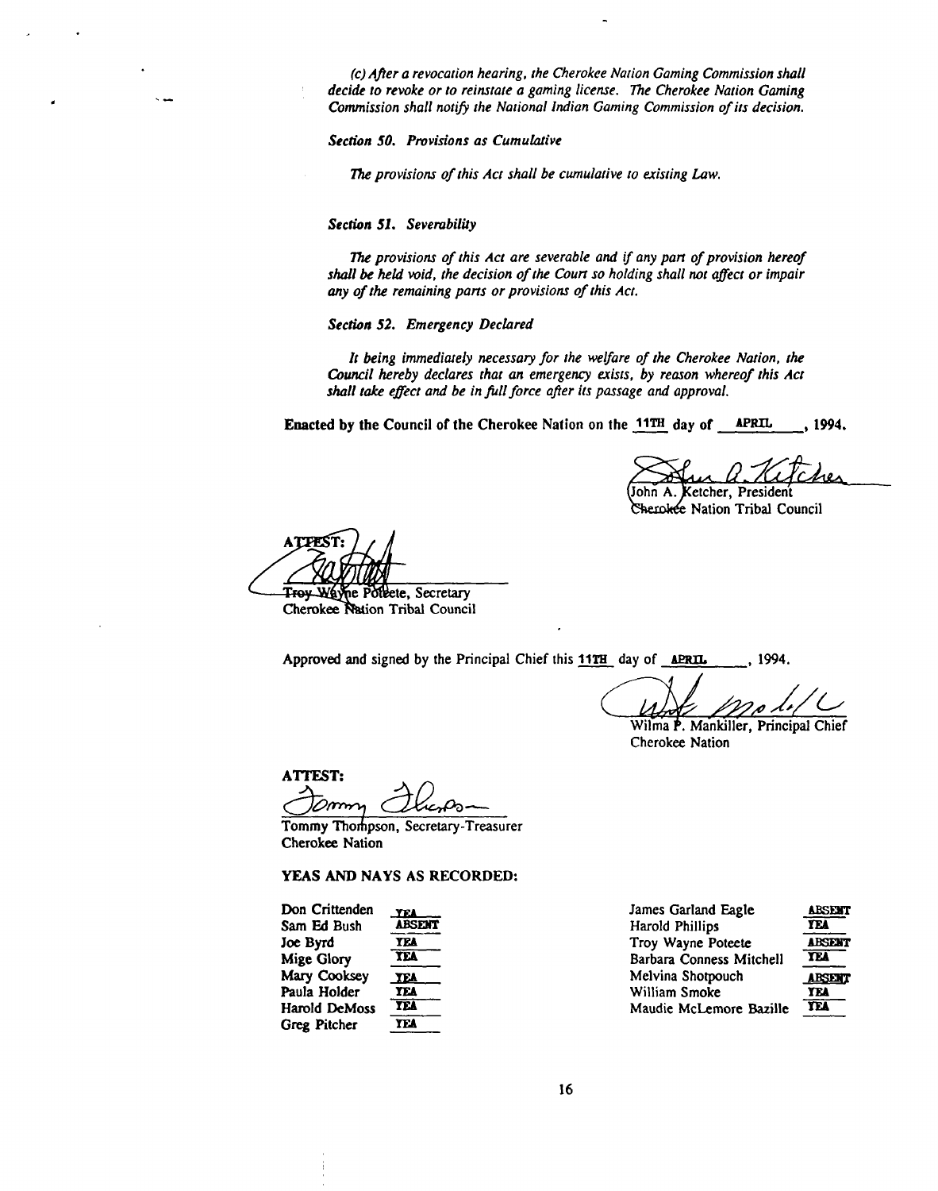*(c) After a revocation hearing, the Cherokee Nation Gaming Commission shall decide to revoke or to reinstate a gaming license. The Cherokee Nation Gaming Commission shall notify the National Indian Gaming Commission of its decision.*

***Section 50. Provisions as Cumulative***

*The provisions of this Act shall be cumulative to existing Law.*

***Section 51. Severability***

*The provisions of this Act are severable and if any part of provision hereof shall be held void, the decision of the Court so holding shall not affect or impair any of the remaining parts or provisions of this Act.*

***Section 52. Emergency Declared***

*It being immediately necessary for the welfare of the Cherokee Nation, the Council hereby declares that an emergency exists, by reason whereof this Act shall take effect and be in full force after its passage and approval.*

**Enacted by the Council of the Cherokee Nation on the 11TH day of APRIL, 1994.**

John A. Ketcher, President
Cherokee Nation Tribal Council

ATTEST:

Troy Wayne Poteete, Secretary
Cherokee Nation Tribal Council

Approved and signed by the Principal Chief this 11TH day of APRIL, 1994.

Wilma P. Mankiller, Principal Chief
Cherokee Nation

**ATTEST:**

Tommy Thompson, Secretary-Treasurer
Cherokee Nation

**YEAS AND NAYS AS RECORDED:**

| | | | |
|---|---|---|---|
| Don Crittenden | YEA | James Garland Eagle | ABSENT |
| Sam Ed Bush | ABSENT | Harold Phillips | YEA |
| Joe Byrd | YEA | Troy Wayne Poteete | ABSENT |
| Mige Glory | YEA | Barbara Conness Mitchell | YEA |
| Mary Cooksey | YEA | Melvina Shotpouch | ABSENT |
| Paula Holder | YEA | William Smoke | YEA |
| Harold DeMoss | YEA | Maudie McLemore Bazille | YEA |
| Greg Pitcher | YEA | | |